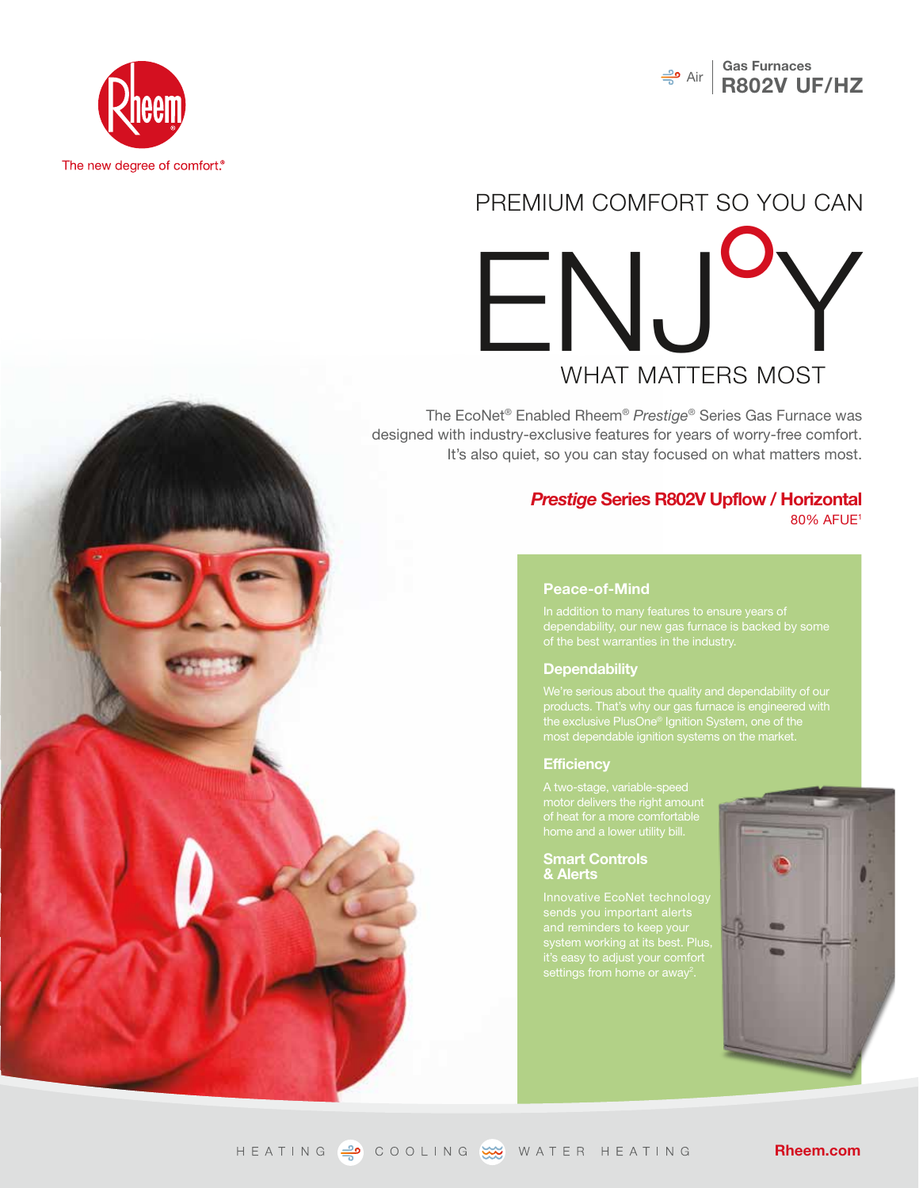Rheem

The new degree of comfort.®

Air | Gas Furnaces **R802V UF/HZ**

# PREMIUM COMFORT SO YOU CAN ENJOY WHAT MATTERS MOST

The EcoNet® Enabled Rheem® *Prestige*® Series Gas Furnace was designed with industry-exclusive features for years of worry-free comfort. It's also quiet, so you can stay focused on what matters most.

## *Prestige* Series R802V Upflow / Horizontal

80% AFUE[1]

### Peace-of-Mind

In addition to many features to ensure years of dependability, our new gas furnace is backed by some of the best warranties in the industry.

### Dependability

We're serious about the quality and dependability of our products. That's why our gas furnace is engineered with the exclusive PlusOne® Ignition System, one of the most dependable ignition systems on the market.

### Efficiency

A two-stage, variable-speed motor delivers the right amount of heat for a more comfortable home and a lower utility bill.

### Smart Controls & Alerts

Innovative EcoNet technology sends you important alerts and reminders to keep your system working at its best. Plus, it's easy to adjust your comfort settings from home or away[2].

HEATING COOLING WATER HEATING

Rheem.com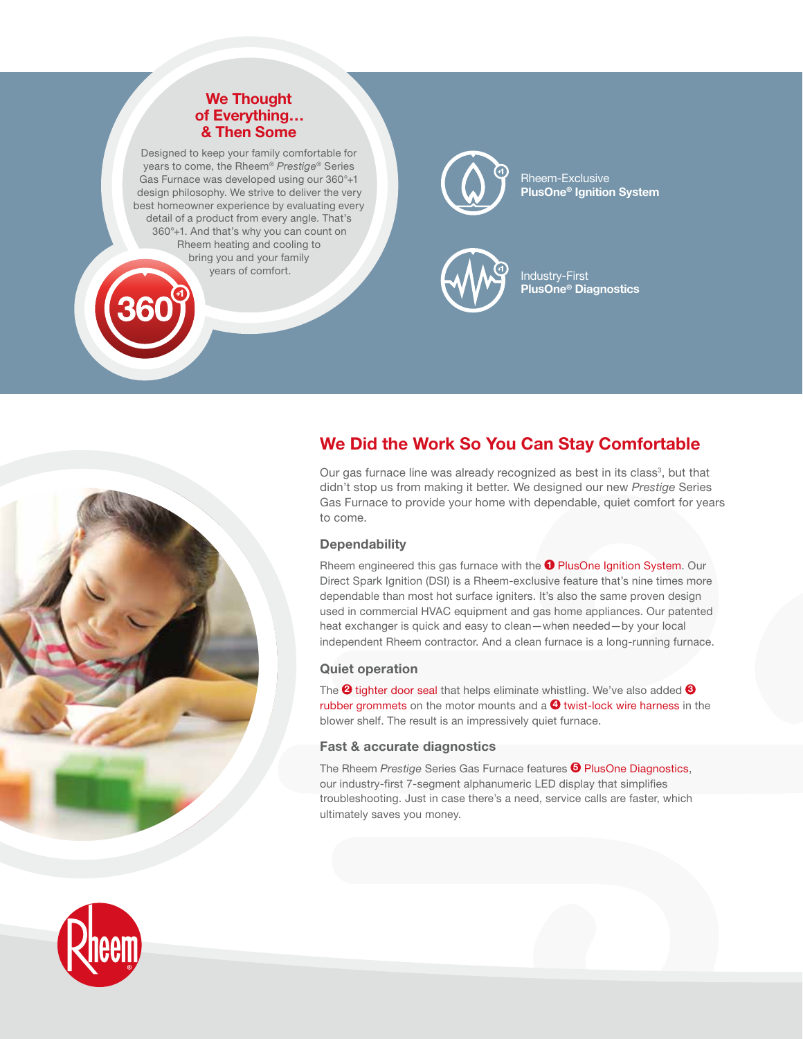## We Thought of Everything… & Then Some

Designed to keep your family comfortable for years to come, the Rheem® *Prestige*® Series Gas Furnace was developed using our 360°+1 design philosophy. We strive to deliver the very best homeowner experience by evaluating every detail of a product from every angle. That's 360°+1. And that's why you can count on Rheem heating and cooling to bring you and your family years of comfort.

Rheem-Exclusive
**PlusOne® Ignition System**

Industry-First
**PlusOne® Diagnostics**

## We Did the Work So You Can Stay Comfortable

Our gas furnace line was already recognized as best in its class[3], but that didn't stop us from making it better. We designed our new *Prestige* Series Gas Furnace to provide your home with dependable, quiet comfort for years to come.

### Dependability

Rheem engineered this gas furnace with the ❶ PlusOne Ignition System. Our Direct Spark Ignition (DSI) is a Rheem-exclusive feature that's nine times more dependable than most hot surface igniters. It's also the same proven design used in commercial HVAC equipment and gas home appliances. Our patented heat exchanger is quick and easy to clean—when needed—by your local independent Rheem contractor. And a clean furnace is a long-running furnace.

### Quiet operation

The ❷ tighter door seal that helps eliminate whistling. We've also added ❸ rubber grommets on the motor mounts and a ❹ twist-lock wire harness in the blower shelf. The result is an impressively quiet furnace.

### Fast & accurate diagnostics

The Rheem *Prestige* Series Gas Furnace features ❺ PlusOne Diagnostics, our industry-first 7-segment alphanumeric LED display that simplifies troubleshooting. Just in case there's a need, service calls are faster, which ultimately saves you money.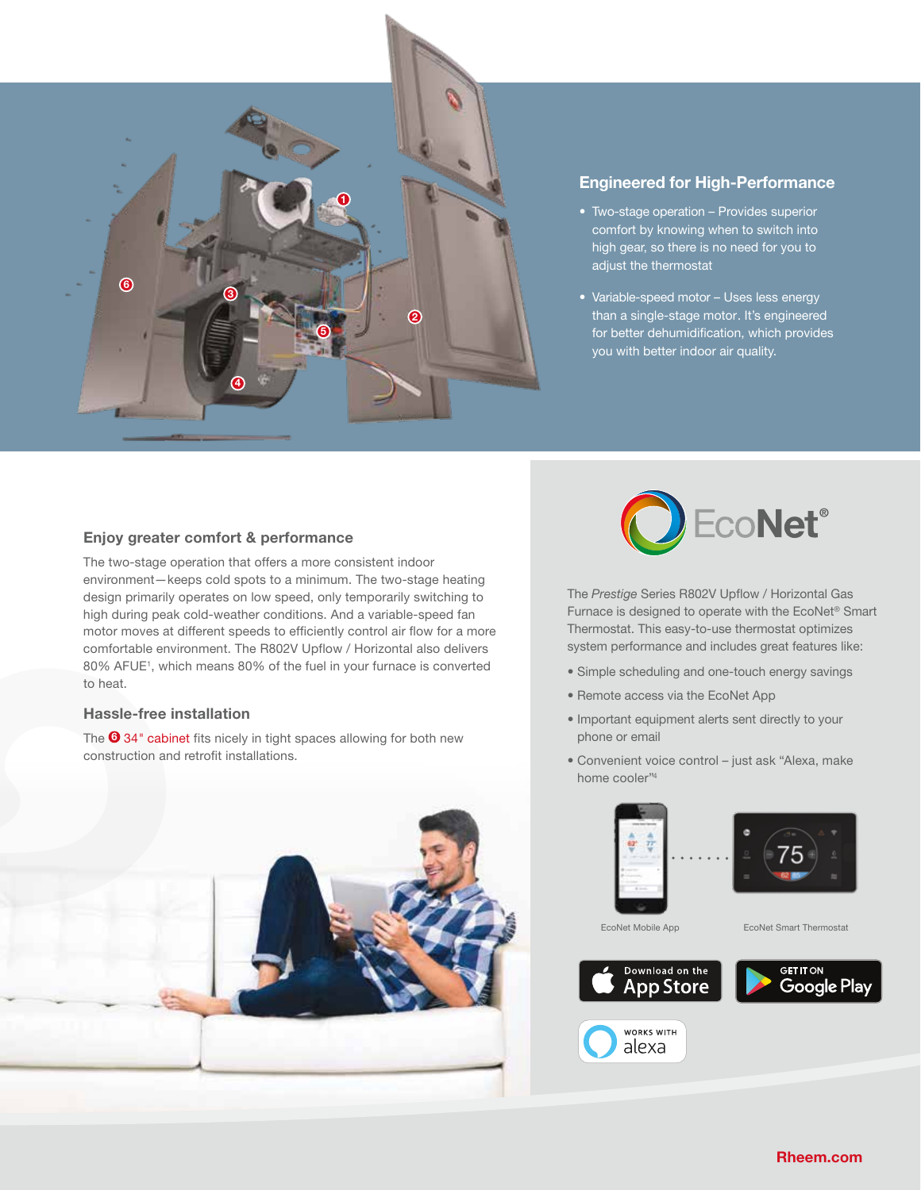## Engineered for High-Performance

- Two-stage operation – Provides superior comfort by knowing when to switch into high gear, so there is no need for you to adjust the thermostat
- Variable-speed motor – Uses less energy than a single-stage motor. It's engineered for better dehumidification, which provides you with better indoor air quality.

### Enjoy greater comfort & performance

The two-stage operation that offers a more consistent indoor environment—keeps cold spots to a minimum. The two-stage heating design primarily operates on low speed, only temporarily switching to high during peak cold-weather conditions. And a variable-speed fan motor moves at different speeds to efficiently control air flow for a more comfortable environment. The R802V Upflow / Horizontal also delivers 80% AFUE[1], which means 80% of the fuel in your furnace is converted to heat.

### Hassle-free installation

The 6 34" cabinet fits nicely in tight spaces allowing for both new construction and retrofit installations.

## EcoNet®

The *Prestige* Series R802V Upflow / Horizontal Gas Furnace is designed to operate with the EcoNet® Smart Thermostat. This easy-to-use thermostat optimizes system performance and includes great features like:

- Simple scheduling and one-touch energy savings
- Remote access via the EcoNet App
- Important equipment alerts sent directly to your phone or email
- Convenient voice control – just ask "Alexa, make home cooler"[4]

EcoNet Mobile App

EcoNet Smart Thermostat

Download on the App Store

GET IT ON Google Play

WORKS WITH alexa

Rheem.com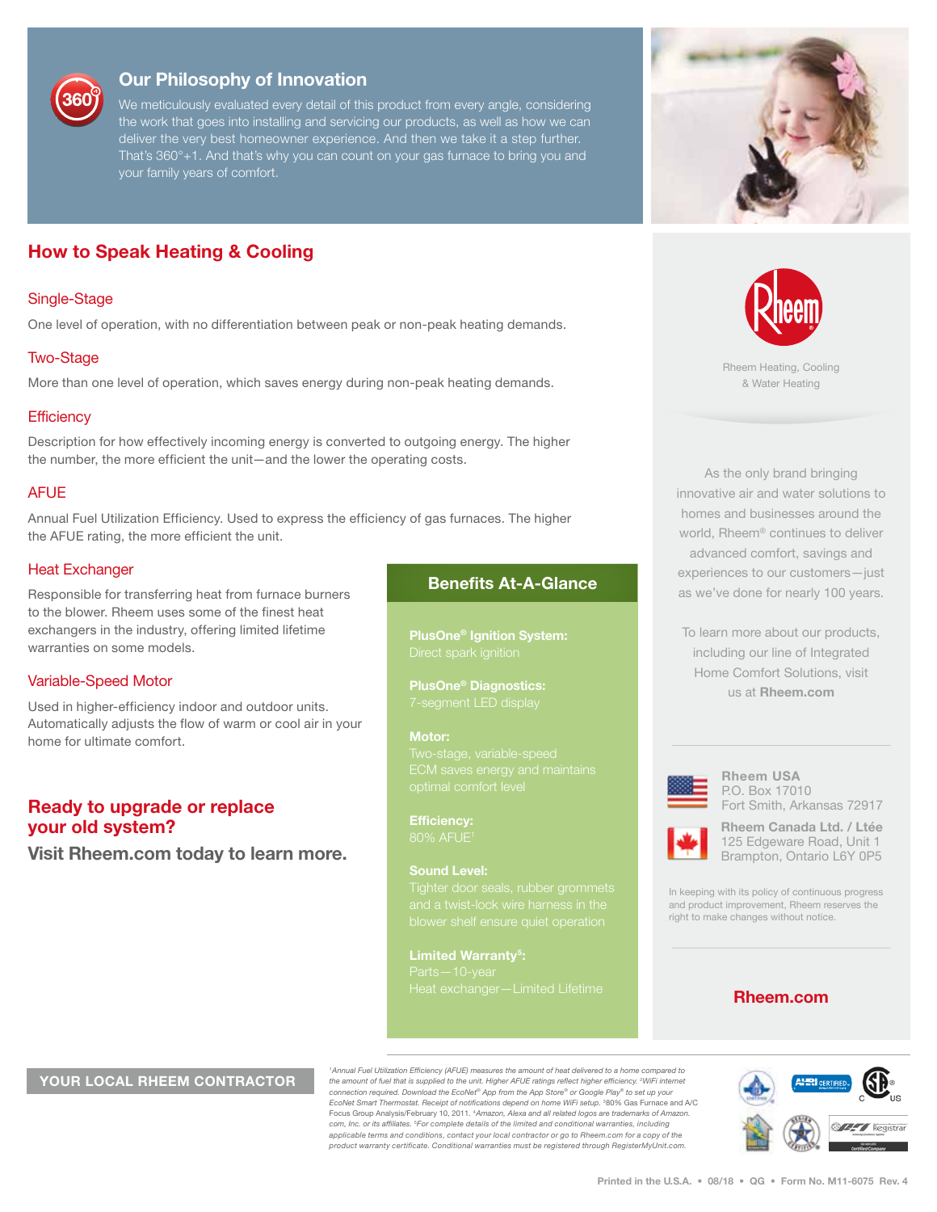## Our Philosophy of Innovation

We meticulously evaluated every detail of this product from every angle, considering the work that goes into installing and servicing our products, as well as how we can deliver the very best homeowner experience. And then we take it a step further. That's 360°+1. And that's why you can count on your gas furnace to bring you and your family years of comfort.

## How to Speak Heating & Cooling

### Single-Stage

One level of operation, with no differentiation between peak or non-peak heating demands.

### Two-Stage

More than one level of operation, which saves energy during non-peak heating demands.

### Efficiency

Description for how effectively incoming energy is converted to outgoing energy. The higher the number, the more efficient the unit—and the lower the operating costs.

### AFUE

Annual Fuel Utilization Efficiency. Used to express the efficiency of gas furnaces. The higher the AFUE rating, the more efficient the unit.

### Heat Exchanger

Responsible for transferring heat from furnace burners to the blower. Rheem uses some of the finest heat exchangers in the industry, offering limited lifetime warranties on some models.

### Variable-Speed Motor

Used in higher-efficiency indoor and outdoor units. Automatically adjusts the flow of warm or cool air in your home for ultimate comfort.

## Ready to upgrade or replace your old system?

**Visit Rheem.com today to learn more.**

## Benefits At-A-Glance

**PlusOne® Ignition System:**
Direct spark ignition

**PlusOne® Diagnostics:**
7-segment LED display

**Motor:**
Two-stage, variable-speed ECM saves energy and maintains optimal comfort level

**Efficiency:**
80% AFUE[1]

**Sound Level:**
Tighter door seals, rubber grommets and a twist-lock wire harness in the blower shelf ensure quiet operation

**Limited Warranty[5]:**
Parts—10-year
Heat exchanger—Limited Lifetime

Rheem Heating, Cooling & Water Heating

As the only brand bringing innovative air and water solutions to homes and businesses around the world, Rheem® continues to deliver advanced comfort, savings and experiences to our customers—just as we've done for nearly 100 years.

To learn more about our products, including our line of Integrated Home Comfort Solutions, visit us at **Rheem.com**

**Rheem USA**
P.O. Box 17010
Fort Smith, Arkansas 72917

**Rheem Canada Ltd. / Ltée**
125 Edgeware Road, Unit 1
Brampton, Ontario L6Y 0P5

In keeping with its policy of continuous progress and product improvement, Rheem reserves the right to make changes without notice.

**Rheem.com**

**YOUR LOCAL RHEEM CONTRACTOR**

*[1]Annual Fuel Utilization Efficiency (AFUE) measures the amount of heat delivered to a home compared to the amount of fuel that is supplied to the unit. Higher AFUE ratings reflect higher efficiency. [2]WiFi internet connection required. Download the EcoNet® App from the App Store® or Google Play® to set up your EcoNet Smart Thermostat. Receipt of notifications depend on home WiFi setup. [3]80% Gas Furnace and A/C Focus Group Analysis/February 10, 2011. [4]Amazon, Alexa and all related logos are trademarks of Amazon.com, Inc. or its affiliates. [5]For complete details of the limited and conditional warranties, including applicable terms and conditions, contact your local contractor or go to Rheem.com for a copy of the product warranty certificate. Conditional warranties must be registered through RegisterMyUnit.com.*

Printed in the U.S.A. • 08/18 • QG • Form No. M11-6075 Rev. 4